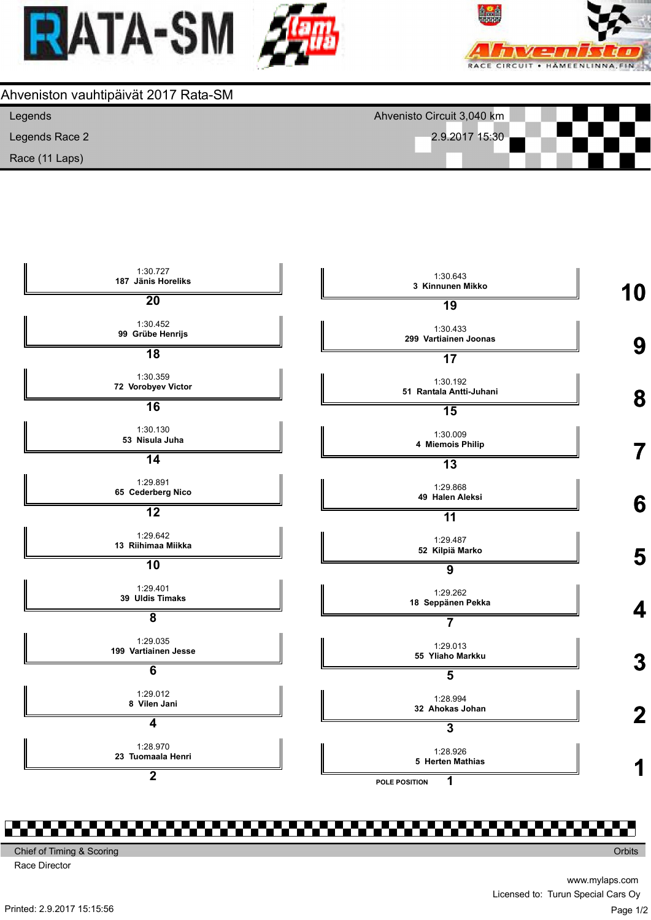# RATA-SM

## Ahveniston vauhtipäivät 2017 Rata-SM

Legends — Ahvenisto Circuit 3,040 km

Legends Race 2 — 2.9.2017 15:30

Race (11 Laps)

| Row | Position | No | Driver | Time | Position | No | Driver | Time |
|---|---|---|---|---|---|---|---|---|
| 10 | 20 | 187 | Jänis Horeliks | 1:30.727 | 19 | 3 | Kinnunen Mikko | 1:30.643 |
| 9 | 18 | 99 | Grübe Henrijs | 1:30.452 | 17 | 299 | Vartiainen Joonas | 1:30.433 |
| 8 | 16 | 72 | Vorobyev Victor | 1:30.359 | 15 | 51 | Rantala Antti-Juhani | 1:30.192 |
| 7 | 14 | 53 | Nisula Juha | 1:30.130 | 13 | 4 | Miemois Philip | 1:30.009 |
| 6 | 12 | 65 | Cederberg Nico | 1:29.891 | 11 | 49 | Halen Aleksi | 1:29.868 |
| 5 | 10 | 13 | Riihimaa Miikka | 1:29.642 | 9 | 52 | Kilpiä Marko | 1:29.487 |
| 4 | 8 | 39 | Uldis Timaks | 1:29.401 | 7 | 18 | Seppänen Pekka | 1:29.262 |
| 3 | 6 | 199 | Vartiainen Jesse | 1:29.035 | 5 | 55 | Yliaho Markku | 1:29.013 |
| 2 | 4 | 8 | Vilen Jani | 1:29.012 | 3 | 32 | Ahokas Johan | 1:28.994 |
| 1 | 2 | 23 | Tuomaala Henri | 1:28.970 | 1 (POLE POSITION) | 5 | Herten Mathias | 1:28.926 |

Chief of Timing & Scoring — Orbits

Race Director

www.mylaps.com

Licensed to: Turun Special Cars Oy

Printed: 2.9.2017 15:15:56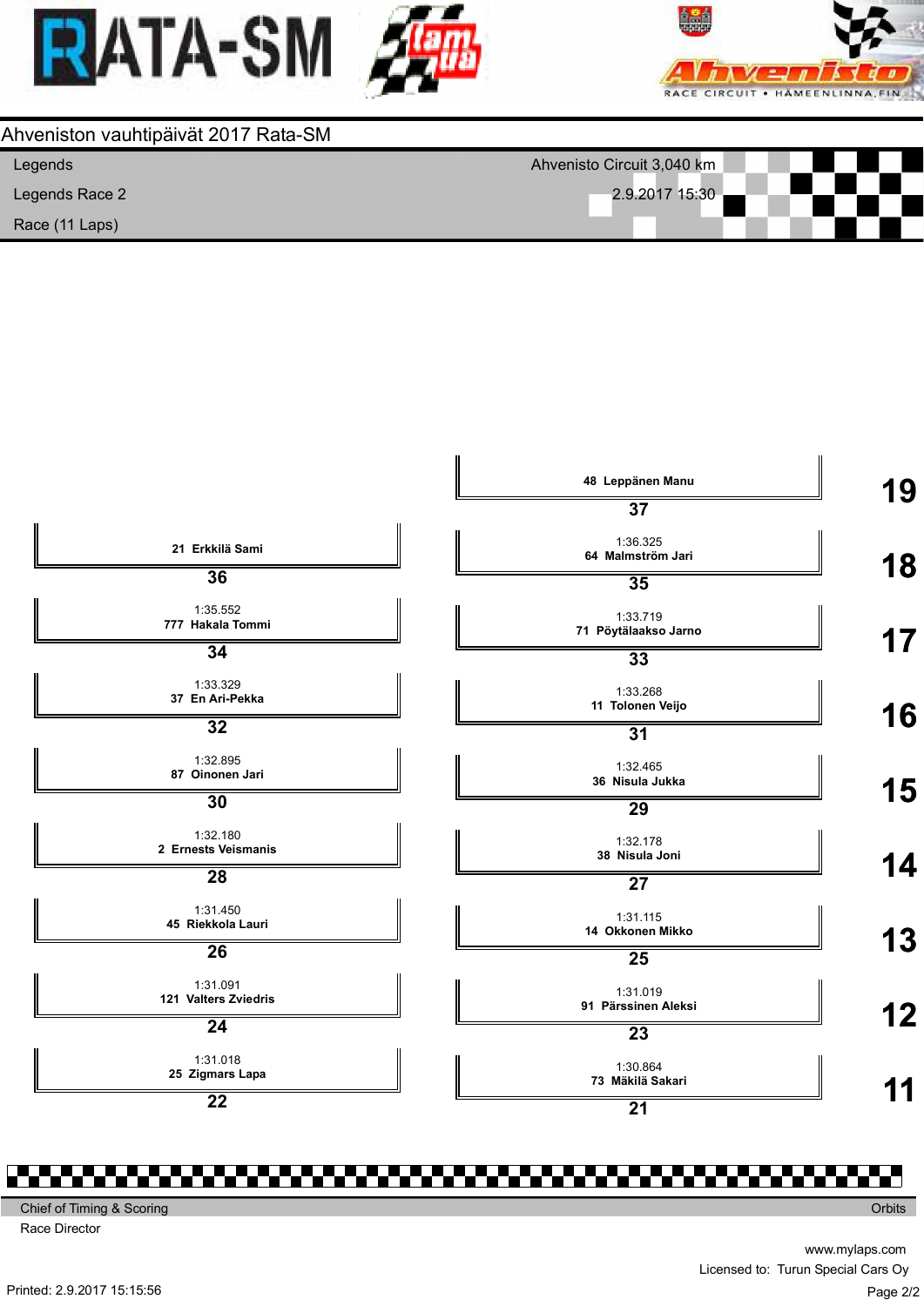# Ahveniston vauhtipäivät 2017 Rata-SM

Legends
Legends Race 2
Race (11 Laps)

Ahvenisto Circuit 3,040 km
2.9.2017 15:30

| Row | Left position | Left time | Left driver | Right position | Right time | Right driver |
|---|---|---|---|---|---|---|
| 19 | | | | 37 | | 48 Leppänen Manu |
| 18 | 36 | | 21 Erkkilä Sami | 35 | 1:36.325 | 64 Malmström Jari |
| 17 | 34 | 1:35.552 | 777 Hakala Tommi | 33 | 1:33.719 | 71 Pöytälaakso Jarno |
| 16 | 32 | 1:33.329 | 37 En Ari-Pekka | 31 | 1:33.268 | 11 Tolonen Veijo |
| 15 | 30 | 1:32.895 | 87 Oinonen Jari | 29 | 1:32.465 | 36 Nisula Jukka |
| 14 | 28 | 1:32.180 | 2 Ernests Veismanis | 27 | 1:32.178 | 38 Nisula Joni |
| 13 | 26 | 1:31.450 | 45 Riekkola Lauri | 25 | 1:31.115 | 14 Okkonen Mikko |
| 12 | 24 | 1:31.091 | 121 Valters Zviedris | 23 | 1:31.019 | 91 Pärssinen Aleksi |
| 11 | 22 | 1:31.018 | 25 Zigmars Lapa | 21 | 1:30.864 | 73 Mäkilä Sakari |

Chief of Timing & Scoring

Race Director

Orbits

www.mylaps.com

Licensed to: Turun Special Cars Oy

Printed: 2.9.2017 15:15:56